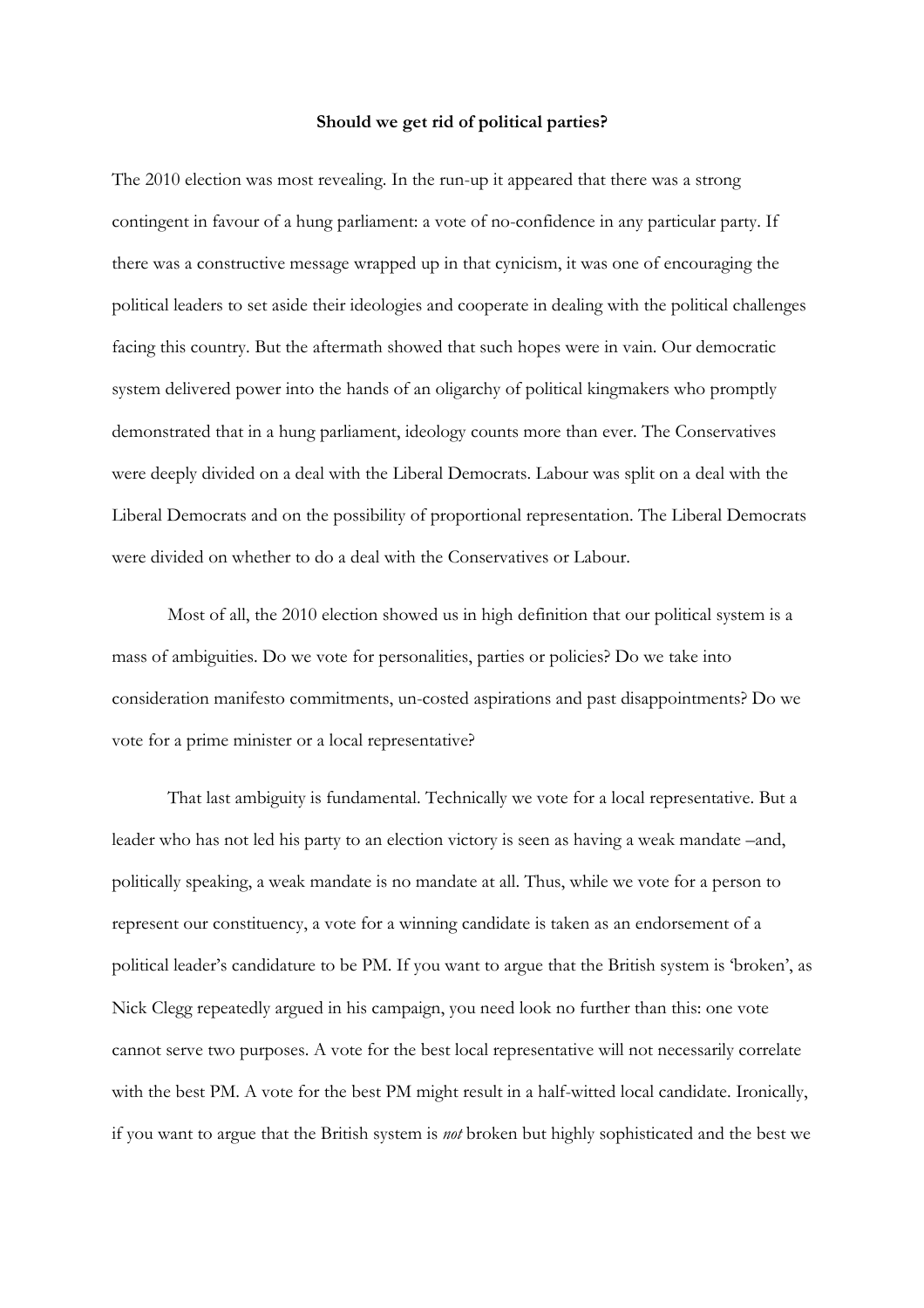**Should we get rid of political parties?**

The 2010 election was most revealing. In the run-up it appeared that there was a strong contingent in favour of a hung parliament: a vote of no-confidence in any particular party. If there was a constructive message wrapped up in that cynicism, it was one of encouraging the political leaders to set aside their ideologies and cooperate in dealing with the political challenges facing this country. But the aftermath showed that such hopes were in vain. Our democratic system delivered power into the hands of an oligarchy of political kingmakers who promptly demonstrated that in a hung parliament, ideology counts more than ever. The Conservatives were deeply divided on a deal with the Liberal Democrats. Labour was split on a deal with the Liberal Democrats and on the possibility of proportional representation. The Liberal Democrats were divided on whether to do a deal with the Conservatives or Labour.

Most of all, the 2010 election showed us in high definition that our political system is a mass of ambiguities. Do we vote for personalities, parties or policies? Do we take into consideration manifesto commitments, un-costed aspirations and past disappointments? Do we vote for a prime minister or a local representative?

That last ambiguity is fundamental. Technically we vote for a local representative. But a leader who has not led his party to an election victory is seen as having a weak mandate –and, politically speaking, a weak mandate is no mandate at all. Thus, while we vote for a person to represent our constituency, a vote for a winning candidate is taken as an endorsement of a political leader's candidature to be PM. If you want to argue that the British system is 'broken', as Nick Clegg repeatedly argued in his campaign, you need look no further than this: one vote cannot serve two purposes. A vote for the best local representative will not necessarily correlate with the best PM. A vote for the best PM might result in a half-witted local candidate. Ironically, if you want to argue that the British system is *not* broken but highly sophisticated and the best we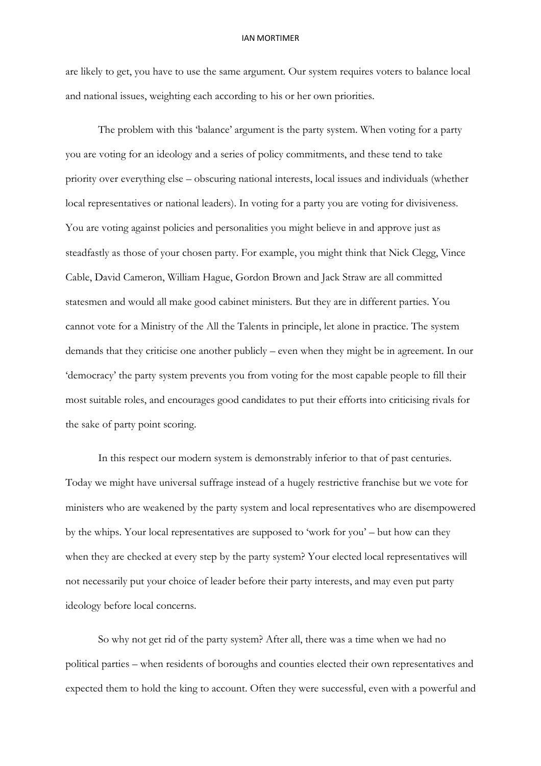are likely to get, you have to use the same argument. Our system requires voters to balance local and national issues, weighting each according to his or her own priorities.

The problem with this 'balance' argument is the party system. When voting for a party you are voting for an ideology and a series of policy commitments, and these tend to take priority over everything else – obscuring national interests, local issues and individuals (whether local representatives or national leaders). In voting for a party you are voting for divisiveness. You are voting against policies and personalities you might believe in and approve just as steadfastly as those of your chosen party. For example, you might think that Nick Clegg, Vince Cable, David Cameron, William Hague, Gordon Brown and Jack Straw are all committed statesmen and would all make good cabinet ministers. But they are in different parties. You cannot vote for a Ministry of the All the Talents in principle, let alone in practice. The system demands that they criticise one another publicly – even when they might be in agreement. In our 'democracy' the party system prevents you from voting for the most capable people to fill their most suitable roles, and encourages good candidates to put their efforts into criticising rivals for the sake of party point scoring.

In this respect our modern system is demonstrably inferior to that of past centuries. Today we might have universal suffrage instead of a hugely restrictive franchise but we vote for ministers who are weakened by the party system and local representatives who are disempowered by the whips. Your local representatives are supposed to 'work for you' – but how can they when they are checked at every step by the party system? Your elected local representatives will not necessarily put your choice of leader before their party interests, and may even put party ideology before local concerns.

So why not get rid of the party system? After all, there was a time when we had no political parties – when residents of boroughs and counties elected their own representatives and expected them to hold the king to account. Often they were successful, even with a powerful and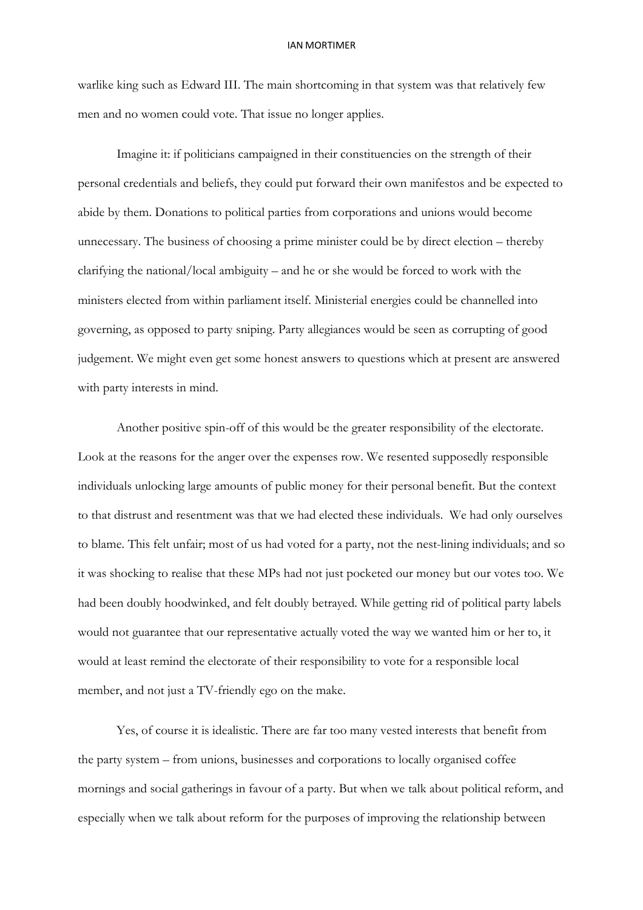warlike king such as Edward III. The main shortcoming in that system was that relatively few men and no women could vote. That issue no longer applies.

Imagine it: if politicians campaigned in their constituencies on the strength of their personal credentials and beliefs, they could put forward their own manifestos and be expected to abide by them. Donations to political parties from corporations and unions would become unnecessary. The business of choosing a prime minister could be by direct election – thereby clarifying the national/local ambiguity – and he or she would be forced to work with the ministers elected from within parliament itself. Ministerial energies could be channelled into governing, as opposed to party sniping. Party allegiances would be seen as corrupting of good judgement. We might even get some honest answers to questions which at present are answered with party interests in mind.

Another positive spin-off of this would be the greater responsibility of the electorate. Look at the reasons for the anger over the expenses row. We resented supposedly responsible individuals unlocking large amounts of public money for their personal benefit. But the context to that distrust and resentment was that we had elected these individuals. We had only ourselves to blame. This felt unfair; most of us had voted for a party, not the nest-lining individuals; and so it was shocking to realise that these MPs had not just pocketed our money but our votes too. We had been doubly hoodwinked, and felt doubly betrayed. While getting rid of political party labels would not guarantee that our representative actually voted the way we wanted him or her to, it would at least remind the electorate of their responsibility to vote for a responsible local member, and not just a TV-friendly ego on the make.

Yes, of course it is idealistic. There are far too many vested interests that benefit from the party system – from unions, businesses and corporations to locally organised coffee mornings and social gatherings in favour of a party. But when we talk about political reform, and especially when we talk about reform for the purposes of improving the relationship between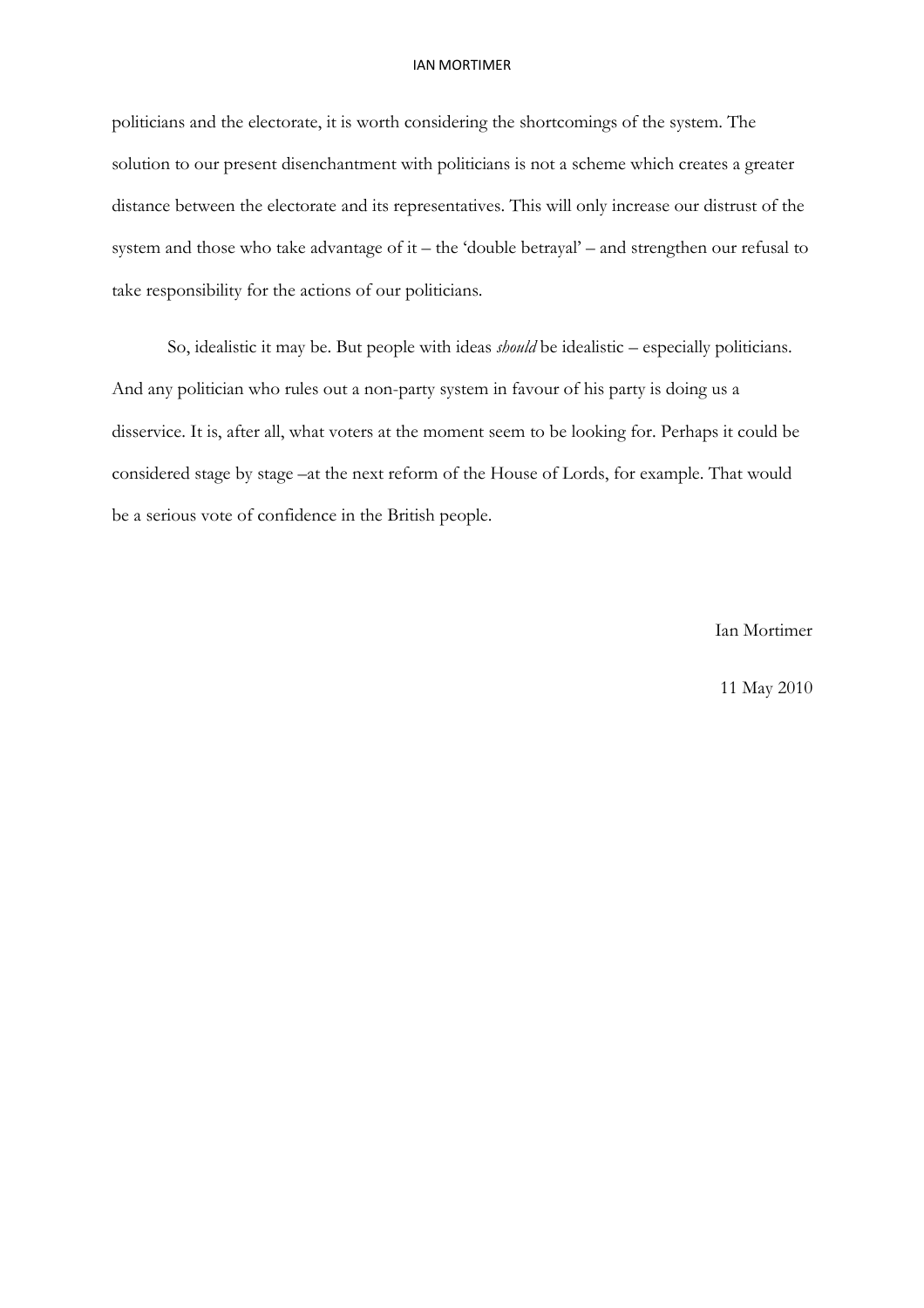politicians and the electorate, it is worth considering the shortcomings of the system. The solution to our present disenchantment with politicians is not a scheme which creates a greater distance between the electorate and its representatives. This will only increase our distrust of the system and those who take advantage of it – the 'double betrayal' – and strengthen our refusal to take responsibility for the actions of our politicians.

So, idealistic it may be. But people with ideas *should* be idealistic – especially politicians. And any politician who rules out a non-party system in favour of his party is doing us a disservice. It is, after all, what voters at the moment seem to be looking for. Perhaps it could be considered stage by stage –at the next reform of the House of Lords, for example. That would be a serious vote of confidence in the British people.

Ian Mortimer

11 May 2010